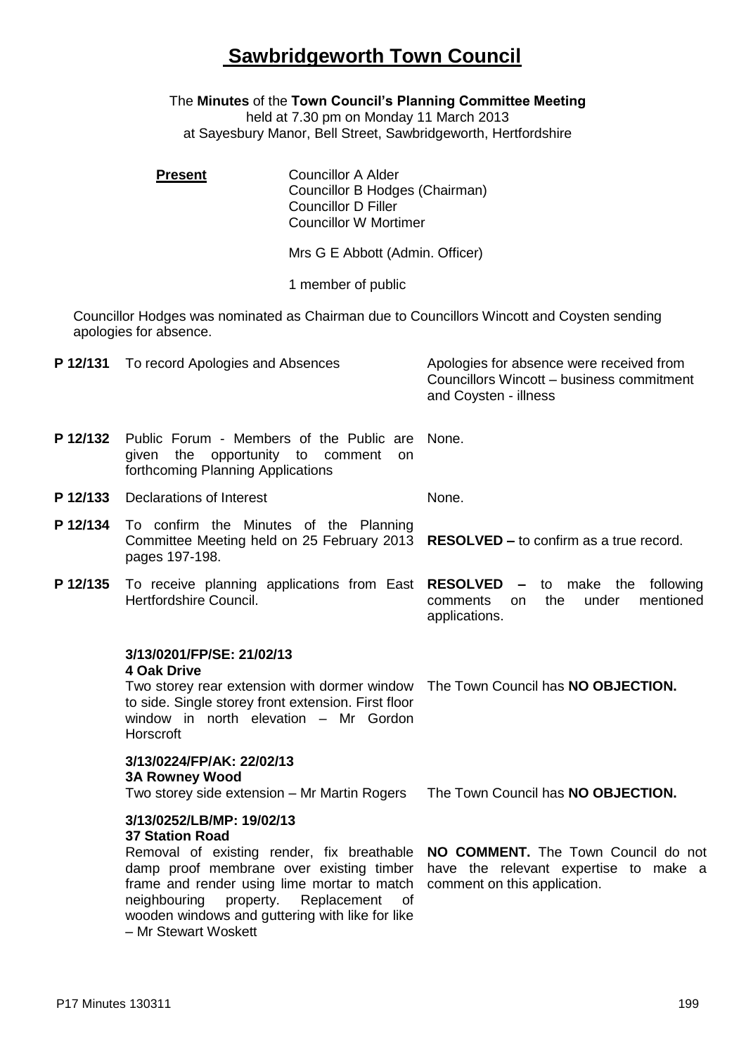# Sawbridgeworth Town Council

The **Minutes** of the **Town Council's Planning Committee Meeting**
held at 7.30 pm on Monday 11 March 2013
at Sayesbury Manor, Bell Street, Sawbridgeworth, Hertfordshire

**Present**

Councillor A Alder
Councillor B Hodges (Chairman)
Councillor D Filler
Councillor W Mortimer

Mrs G E Abbott (Admin. Officer)

1 member of public

Councillor Hodges was nominated as Chairman due to Councillors Wincott and Coysten sending apologies for absence.

| | | |
|---|---|---|
| **P 12/131** | To record Apologies and Absences | Apologies for absence were received from Councillors Wincott – business commitment and Coysten - illness |
| **P 12/132** | Public Forum - Members of the Public are given the opportunity to comment on forthcoming Planning Applications | None. |
| **P 12/133** | Declarations of Interest | None. |
| **P 12/134** | To confirm the Minutes of the Planning Committee Meeting held on 25 February 2013 pages 197-198. | **RESOLVED –** to confirm as a true record. |
| **P 12/135** | To receive planning applications from East Hertfordshire Council. | **RESOLVED –** to make the following comments on the under mentioned applications. |
| | **3/13/0201/FP/SE: 21/02/13**<br>**4 Oak Drive**<br>Two storey rear extension with dormer window to side. Single storey front extension. First floor window in north elevation – Mr Gordon Horscroft | The Town Council has **NO OBJECTION.** |
| | **3/13/0224/FP/AK: 22/02/13**<br>**3A Rowney Wood**<br>Two storey side extension – Mr Martin Rogers | The Town Council has **NO OBJECTION.** |
| | **3/13/0252/LB/MP: 19/02/13**<br>**37 Station Road**<br>Removal of existing render, fix breathable damp proof membrane over existing timber frame and render using lime mortar to match neighbouring property. Replacement of wooden windows and guttering with like for like – Mr Stewart Woskett | **NO COMMENT.** The Town Council do not have the relevant expertise to make a comment on this application. |

P17 Minutes 130311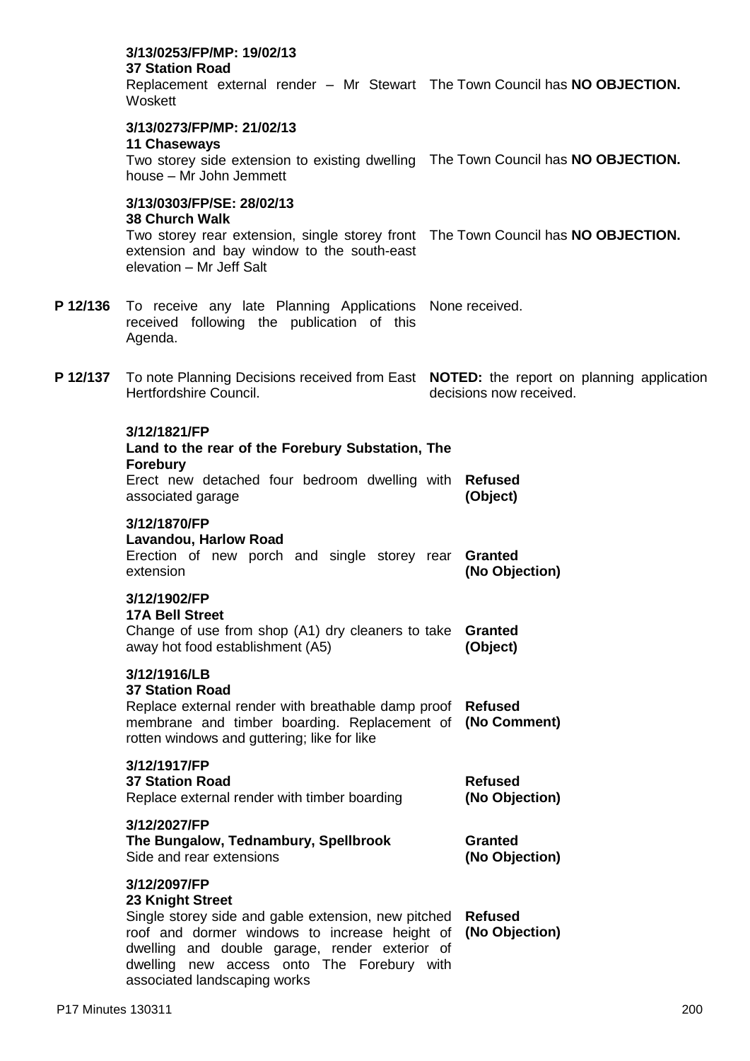| | | |
|---|---|---|
| | **3/13/0253/FP/MP: 19/02/13**<br>**37 Station Road**<br>Replacement external render – Mr Stewart Woskett | The Town Council has **NO OBJECTION.** |
| | **3/13/0273/FP/MP: 21/02/13**<br>**11 Chaseways**<br>Two storey side extension to existing dwelling house – Mr John Jemmett | The Town Council has **NO OBJECTION.** |
| | **3/13/0303/FP/SE: 28/02/13**<br>**38 Church Walk**<br>Two storey rear extension, single storey front extension and bay window to the south-east elevation – Mr Jeff Salt | The Town Council has **NO OBJECTION.** |
| **P 12/136** | To receive any late Planning Applications received following the publication of this Agenda. | None received. |
| **P 12/137** | To note Planning Decisions received from East Hertfordshire Council. | **NOTED:** the report on planning application decisions now received. |
| | **3/12/1821/FP**<br>**Land to the rear of the Forebury Substation, The Forebury**<br>Erect new detached four bedroom dwelling with associated garage | **Refused**<br>**(Object)** |
| | **3/12/1870/FP**<br>**Lavandou, Harlow Road**<br>Erection of new porch and single storey rear extension | **Granted**<br>**(No Objection)** |
| | **3/12/1902/FP**<br>**17A Bell Street**<br>Change of use from shop (A1) dry cleaners to take away hot food establishment (A5) | **Granted**<br>**(Object)** |
| | **3/12/1916/LB**<br>**37 Station Road**<br>Replace external render with breathable damp proof membrane and timber boarding. Replacement of rotten windows and guttering; like for like | **Refused**<br>**(No Comment)** |
| | **3/12/1917/FP**<br>**37 Station Road**<br>Replace external render with timber boarding | **Refused**<br>**(No Objection)** |
| | **3/12/2027/FP**<br>**The Bungalow, Tednambury, Spellbrook**<br>Side and rear extensions | **Granted**<br>**(No Objection)** |
| | **3/12/2097/FP**<br>**23 Knight Street**<br>Single storey side and gable extension, new pitched roof and dormer windows to increase height of dwelling and double garage, render exterior of dwelling new access onto The Forebury with associated landscaping works | **Refused**<br>**(No Objection)** |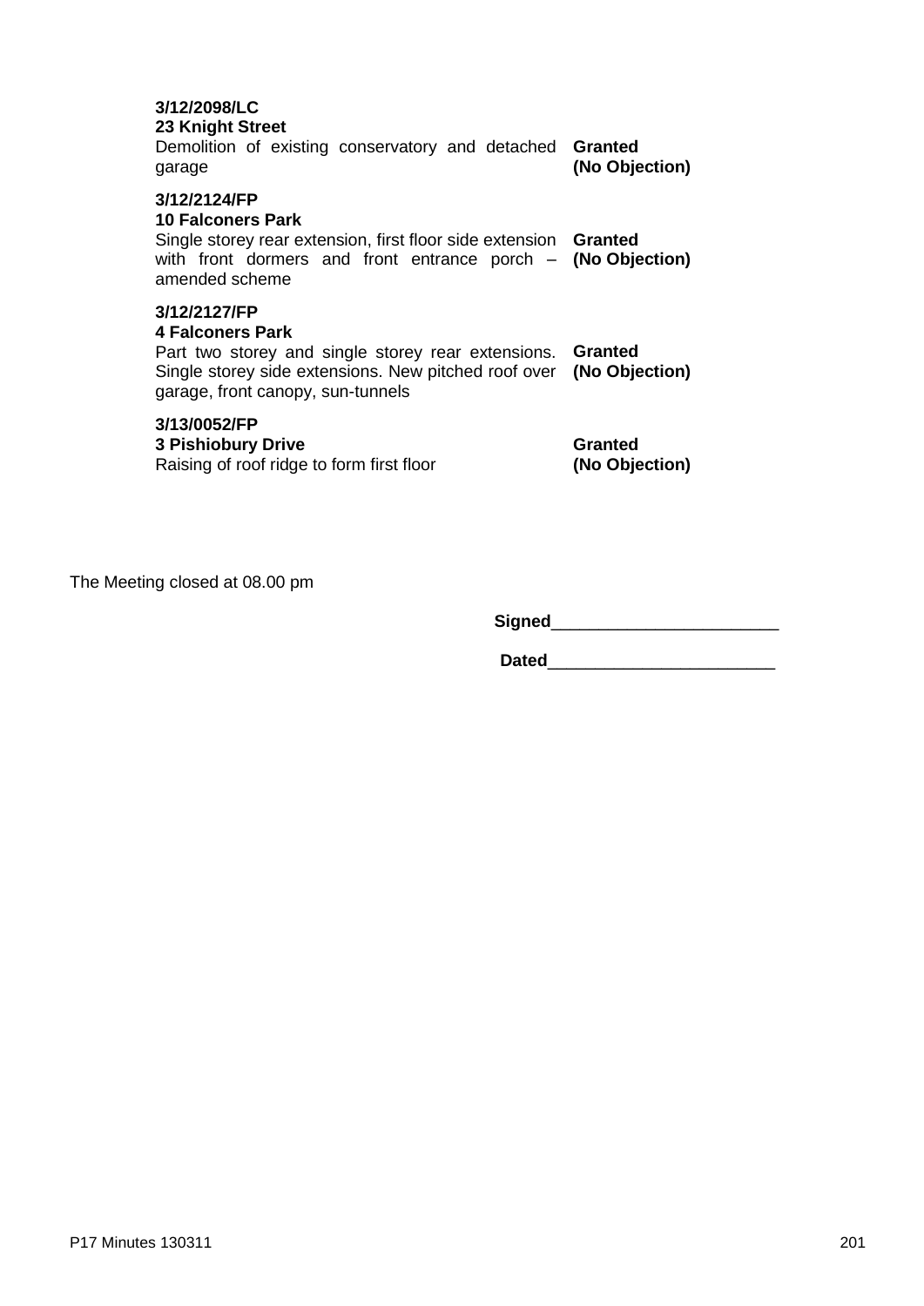**3/12/2098/LC**
**23 Knight Street**
Demolition of existing conservatory and detached garage — **Granted (No Objection)**

**3/12/2124/FP**
**10 Falconers Park**
Single storey rear extension, first floor side extension with front dormers and front entrance porch – amended scheme — **Granted (No Objection)**

**3/12/2127/FP**
**4 Falconers Park**
Part two storey and single storey rear extensions. Single storey side extensions. New pitched roof over garage, front canopy, sun-tunnels — **Granted (No Objection)**

**3/13/0052/FP**
**3 Pishiobury Drive**
Raising of roof ridge to form first floor — **Granted (No Objection)**

The Meeting closed at 08.00 pm

**Signed**________________________

**Dated**________________________

P17 Minutes 130311